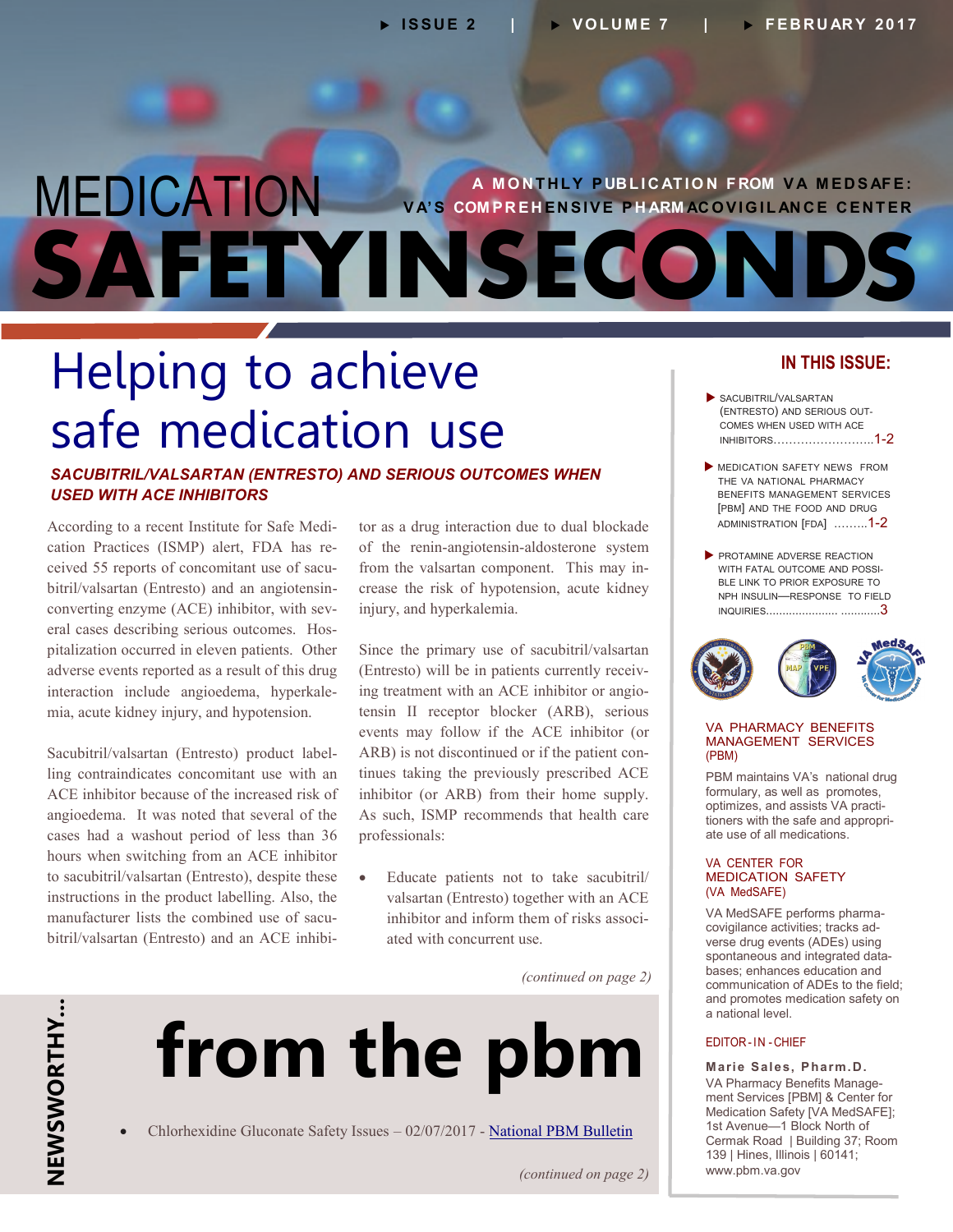ISSUE 2 | VOLUME 7 | FEBRUARY 2017

# MEDICATION SAFETY IN SECONDS

A MONTHLY PUBLICATION FROM VA MEDSAFE: VA'S COMPREHENSIVE PHARMACOVIGILANCE CENTER

## Helping to achieve safe medication use

### *SACUBITRIL/VALSARTAN (ENTRESTO) AND SERIOUS OUTCOMES WHEN USED WITH ACE INHIBITORS*

According to a recent Institute for Safe Medication Practices (ISMP) alert, FDA has received 55 reports of concomitant use of sacubitril/valsartan (Entresto) and an angiotensin-converting enzyme (ACE) inhibitor, with several cases describing serious outcomes. Hospitalization occurred in eleven patients. Other adverse events reported as a result of this drug interaction include angioedema, hyperkalemia, acute kidney injury, and hypotension.

Sacubitril/valsartan (Entresto) product labelling contraindicates concomitant use with an ACE inhibitor because of the increased risk of angioedema. It was noted that several of the cases had a washout period of less than 36 hours when switching from an ACE inhibitor to sacubitril/valsartan (Entresto), despite these instructions in the product labelling. Also, the manufacturer lists the combined use of sacubitril/valsartan (Entresto) and an ACE inhibitor as a drug interaction due to dual blockade of the renin-angiotensin-aldosterone system from the valsartan component. This may increase the risk of hypotension, acute kidney injury, and hyperkalemia.

Since the primary use of sacubitril/valsartan (Entresto) will be in patients currently receiving treatment with an ACE inhibitor or angiotensin II receptor blocker (ARB), serious events may follow if the ACE inhibitor (or ARB) is not discontinued or if the patient continues taking the previously prescribed ACE inhibitor (or ARB) from their home supply. As such, ISMP recommends that health care professionals:

- Educate patients not to take sacubitril/valsartan (Entresto) together with an ACE inhibitor and inform them of risks associated with concurrent use.

*(continued on page 2)*

## NEWSWORTHY... from the pbm

- Chlorhexidine Gluconate Safety Issues – 02/07/2017 - National PBM Bulletin

*(continued on page 2)*

### IN THIS ISSUE:

- SACUBITRIL/VALSARTAN (ENTRESTO) AND SERIOUS OUTCOMES WHEN USED WITH ACE INHIBITORS..........................1-2
- MEDICATION SAFETY NEWS FROM THE VA NATIONAL PHARMACY BENEFITS MANAGEMENT SERVICES [PBM] AND THE FOOD AND DRUG ADMINISTRATION [FDA] .........1-2
- PROTAMINE ADVERSE REACTION WITH FATAL OUTCOME AND POSSIBLE LINK TO PRIOR EXPOSURE TO NPH INSULIN—RESPONSE TO FIELD INQUIRIES..................... ............3

**VA PHARMACY BENEFITS MANAGEMENT SERVICES (PBM)**

PBM maintains VA's national drug formulary, as well as promotes, optimizes, and assists VA practitioners with the safe and appropriate use of all medications.

**VA CENTER FOR MEDICATION SAFETY (VA MedSAFE)**

VA MedSAFE performs pharmacovigilance activities; tracks adverse drug events (ADEs) using spontaneous and integrated databases; enhances education and communication of ADEs to the field; and promotes medication safety on a national level.

**EDITOR-IN-CHIEF**

**Marie Sales, Pharm.D.**
VA Pharmacy Benefits Management Services [PBM] & Center for Medication Safety [VA MedSAFE]; 1st Avenue—1 Block North of Cermak Road | Building 37; Room 139 | Hines, Illinois | 60141; www.pbm.va.gov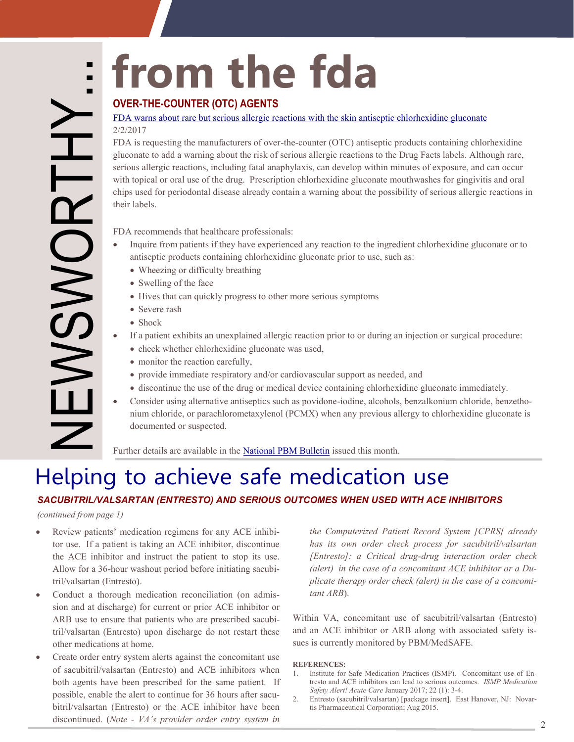NEWSWORTHY...

# from the fda

### OVER-THE-COUNTER (OTC) AGENTS

FDA warns about rare but serious allergic reactions with the skin antiseptic chlorhexidine gluconate
2/2/2017

FDA is requesting the manufacturers of over-the-counter (OTC) antiseptic products containing chlorhexidine gluconate to add a warning about the risk of serious allergic reactions to the Drug Facts labels. Although rare, serious allergic reactions, including fatal anaphylaxis, can develop within minutes of exposure, and can occur with topical or oral use of the drug. Prescription chlorhexidine gluconate mouthwashes for gingivitis and oral chips used for periodontal disease already contain a warning about the possibility of serious allergic reactions in their labels.

FDA recommends that healthcare professionals:

- Inquire from patients if they have experienced any reaction to the ingredient chlorhexidine gluconate or to antiseptic products containing chlorhexidine gluconate prior to use, such as:
  - Wheezing or difficulty breathing
  - Swelling of the face
  - Hives that can quickly progress to other more serious symptoms
  - Severe rash
  - Shock
- If a patient exhibits an unexplained allergic reaction prior to or during an injection or surgical procedure:
  - check whether chlorhexidine gluconate was used,
  - monitor the reaction carefully,
  - provide immediate respiratory and/or cardiovascular support as needed, and
  - discontinue the use of the drug or medical device containing chlorhexidine gluconate immediately.
- Consider using alternative antiseptics such as povidone-iodine, alcohols, benzalkonium chloride, benzethonium chloride, or parachlorometaxylenol (PCMX) when any previous allergy to chlorhexidine gluconate is documented or suspected.

Further details are available in the National PBM Bulletin issued this month.

# Helping to achieve safe medication use

### *SACUBITRIL/VALSARTAN (ENTRESTO) AND SERIOUS OUTCOMES WHEN USED WITH ACE INHIBITORS*

*(continued from page 1)*

- Review patients' medication regimens for any ACE inhibitor use. If a patient is taking an ACE inhibitor, discontinue the ACE inhibitor and instruct the patient to stop its use. Allow for a 36-hour washout period before initiating sacubitril/valsartan (Entresto).
- Conduct a thorough medication reconciliation (on admission and at discharge) for current or prior ACE inhibitor or ARB use to ensure that patients who are prescribed sacubitril/valsartan (Entresto) upon discharge do not restart these other medications at home.
- Create order entry system alerts against the concomitant use of sacubitril/valsartan (Entresto) and ACE inhibitors when both agents have been prescribed for the same patient. If possible, enable the alert to continue for 36 hours after sacubitril/valsartan (Entresto) or the ACE inhibitor have been discontinued. (*Note - VA's provider order entry system in the Computerized Patient Record System [CPRS] already has its own order check process for sacubitril/valsartan [Entresto]: a Critical drug-drug interaction order check (alert) in the case of a concomitant ACE inhibitor or a Duplicate therapy order check (alert) in the case of a concomitant ARB*).

Within VA, concomitant use of sacubitril/valsartan (Entresto) and an ACE inhibitor or ARB along with associated safety issues is currently monitored by PBM/MedSAFE.

**REFERENCES:**

1. Institute for Safe Medication Practices (ISMP). Concomitant use of Entresto and ACE inhibitors can lead to serious outcomes. *ISMP Medication Safety Alert! Acute Care* January 2017; 22 (1): 3-4.
2. Entresto (sacubitril/valsartan) [package insert]. East Hanover, NJ: Novartis Pharmaceutical Corporation; Aug 2015.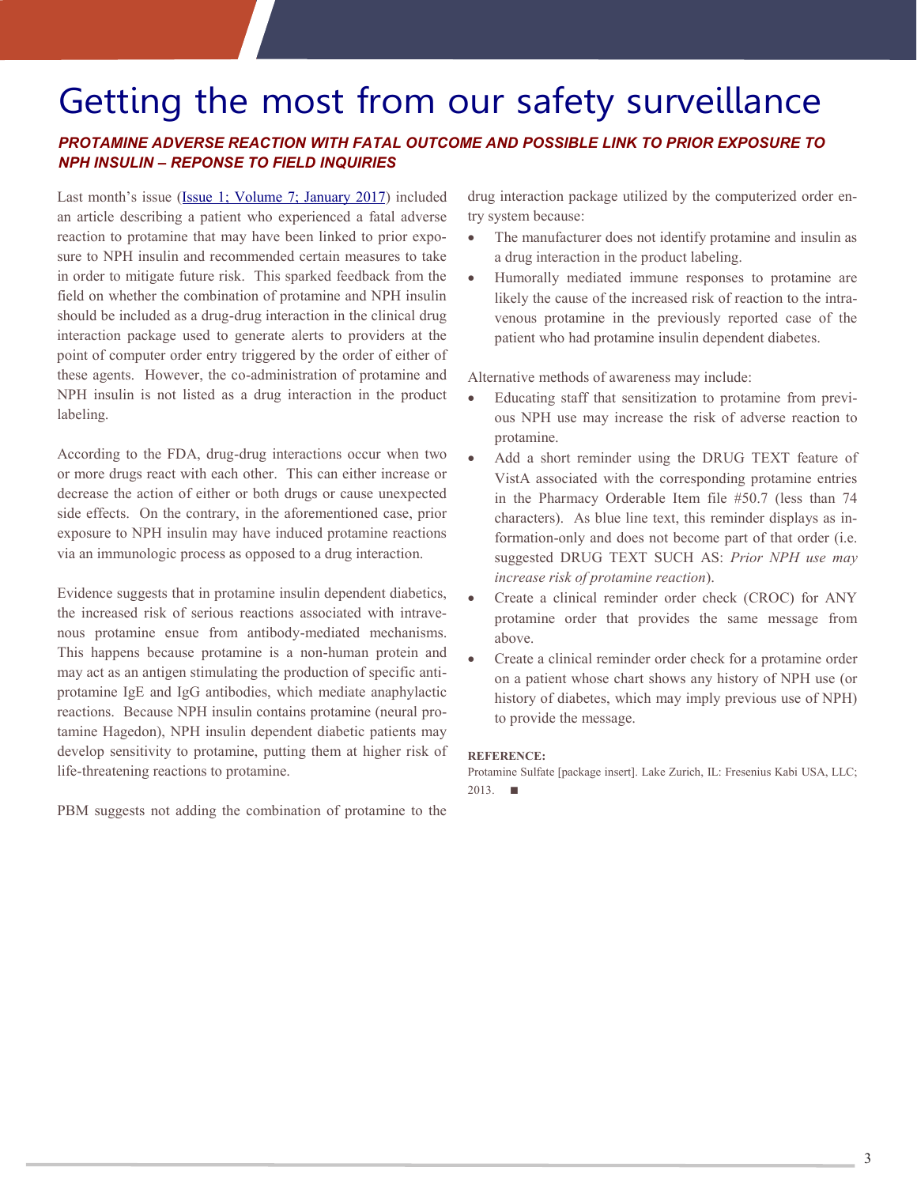# Getting the most from our safety surveillance

***PROTAMINE ADVERSE REACTION WITH FATAL OUTCOME AND POSSIBLE LINK TO PRIOR EXPOSURE TO NPH INSULIN – REPONSE TO FIELD INQUIRIES***

Last month's issue ([Issue 1; Volume 7; January 2017]) included an article describing a patient who experienced a fatal adverse reaction to protamine that may have been linked to prior exposure to NPH insulin and recommended certain measures to take in order to mitigate future risk. This sparked feedback from the field on whether the combination of protamine and NPH insulin should be included as a drug-drug interaction in the clinical drug interaction package used to generate alerts to providers at the point of computer order entry triggered by the order of either of these agents. However, the co-administration of protamine and NPH insulin is not listed as a drug interaction in the product labeling.

According to the FDA, drug-drug interactions occur when two or more drugs react with each other. This can either increase or decrease the action of either or both drugs or cause unexpected side effects. On the contrary, in the aforementioned case, prior exposure to NPH insulin may have induced protamine reactions via an immunologic process as opposed to a drug interaction.

Evidence suggests that in protamine insulin dependent diabetics, the increased risk of serious reactions associated with intravenous protamine ensue from antibody-mediated mechanisms. This happens because protamine is a non-human protein and may act as an antigen stimulating the production of specific anti-protamine IgE and IgG antibodies, which mediate anaphylactic reactions. Because NPH insulin contains protamine (neural protamine Hagedon), NPH insulin dependent diabetic patients may develop sensitivity to protamine, putting them at higher risk of life-threatening reactions to protamine.

PBM suggests not adding the combination of protamine to the drug interaction package utilized by the computerized order entry system because:

- The manufacturer does not identify protamine and insulin as a drug interaction in the product labeling.
- Humorally mediated immune responses to protamine are likely the cause of the increased risk of reaction to the intravenous protamine in the previously reported case of the patient who had protamine insulin dependent diabetes.

Alternative methods of awareness may include:

- Educating staff that sensitization to protamine from previous NPH use may increase the risk of adverse reaction to protamine.
- Add a short reminder using the DRUG TEXT feature of VistA associated with the corresponding protamine entries in the Pharmacy Orderable Item file #50.7 (less than 74 characters). As blue line text, this reminder displays as information-only and does not become part of that order (i.e. suggested DRUG TEXT SUCH AS: *Prior NPH use may increase risk of protamine reaction*).
- Create a clinical reminder order check (CROC) for ANY protamine order that provides the same message from above.
- Create a clinical reminder order check for a protamine order on a patient whose chart shows any history of NPH use (or history of diabetes, which may imply previous use of NPH) to provide the message.

**REFERENCE:**

Protamine Sulfate [package insert]. Lake Zurich, IL: Fresenius Kabi USA, LLC; 2013. ■